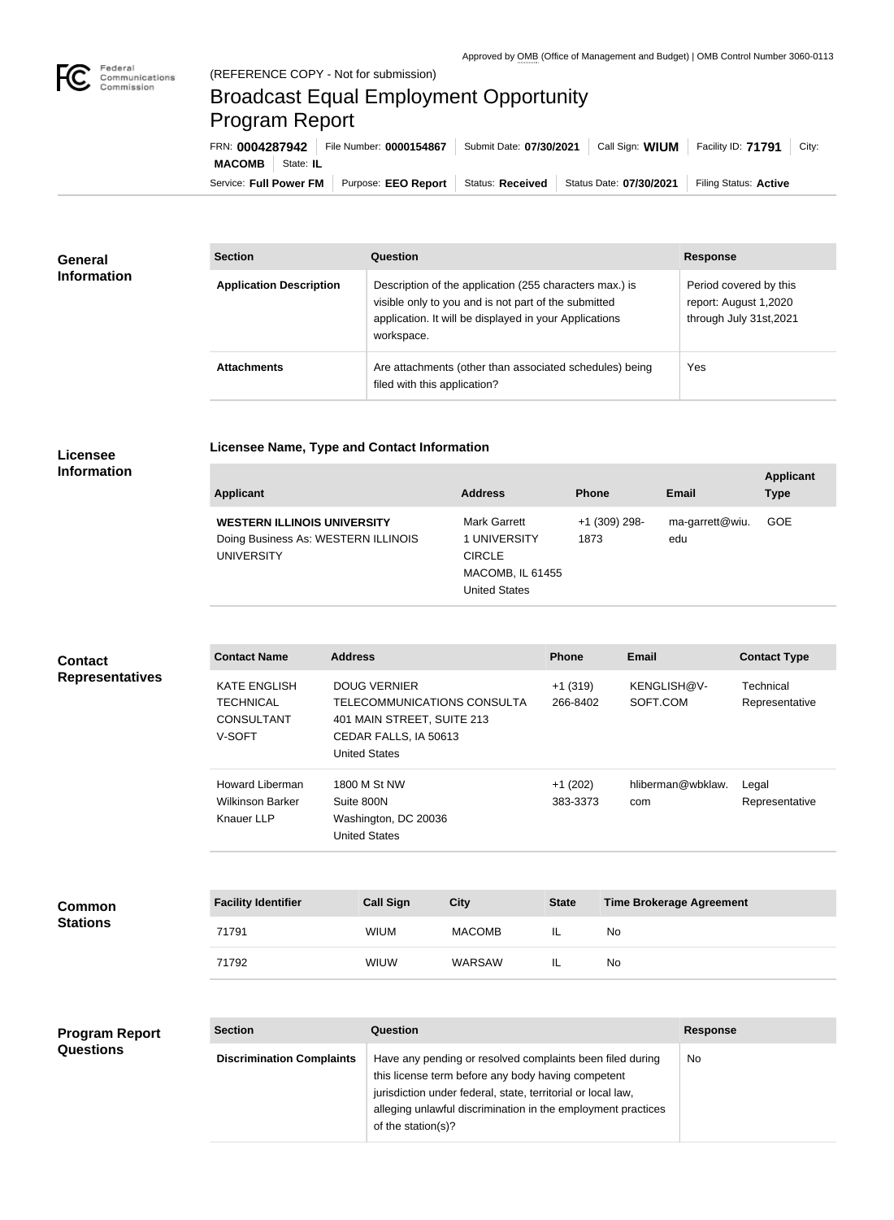Approved by OMB (Office of Management and Budget) | OMB Control Number 3060-0113

(REFERENCE COPY - Not for submission)

# Broadcast Equal Employment Opportunity Program Report

FRN: **0004287942** | File Number: **0000154867** | Submit Date: **07/30/2021** | Call Sign: **WIUM** | Facility ID: **71791** | City: **MACOMB** | State: **IL**

Service: **Full Power FM** | Purpose: **EEO Report** | Status: **Received** | Status Date: **07/30/2021** | Filing Status: **Active**

## General Information

| Section | Question | Response |
| --- | --- | --- |
| **Application Description** | Description of the application (255 characters max.) is visible only to you and is not part of the submitted application. It will be displayed in your Applications workspace. | Period covered by this report: August 1,2020 through July 31st,2021 |
| **Attachments** | Are attachments (other than associated schedules) being filed with this application? | Yes |

## Licensee Information

### Licensee Name, Type and Contact Information

| Applicant | Address | Phone | Email | Applicant Type |
| --- | --- | --- | --- | --- |
| **WESTERN ILLINOIS UNIVERSITY** Doing Business As: WESTERN ILLINOIS UNIVERSITY | Mark Garrett 1 UNIVERSITY CIRCLE MACOMB, IL 61455 United States | +1 (309) 298-1873 | ma-garrett@wiu.edu | GOE |

## Contact Representatives

| Contact Name | Address | Phone | Email | Contact Type |
| --- | --- | --- | --- | --- |
| KATE ENGLISH TECHNICAL CONSULTANT V-SOFT | DOUG VERNIER TELECOMMUNICATIONS CONSULTA 401 MAIN STREET, SUITE 213 CEDAR FALLS, IA 50613 United States | +1 (319) 266-8402 | KENGLISH@V-SOFT.COM | Technical Representative |
| Howard Liberman Wilkinson Barker Knauer LLP | 1800 M St NW Suite 800N Washington, DC 20036 United States | +1 (202) 383-3373 | hliberman@wbklaw.com | Legal Representative |

## Common Stations

| Facility Identifier | Call Sign | City | State | Time Brokerage Agreement |
| --- | --- | --- | --- | --- |
| 71791 | WIUM | MACOMB | IL | No |
| 71792 | WIUW | WARSAW | IL | No |

## Program Report Questions

| Section | Question | Response |
| --- | --- | --- |
| **Discrimination Complaints** | Have any pending or resolved complaints been filed during this license term before any body having competent jurisdiction under federal, state, territorial or local law, alleging unlawful discrimination in the employment practices of the station(s)? | No |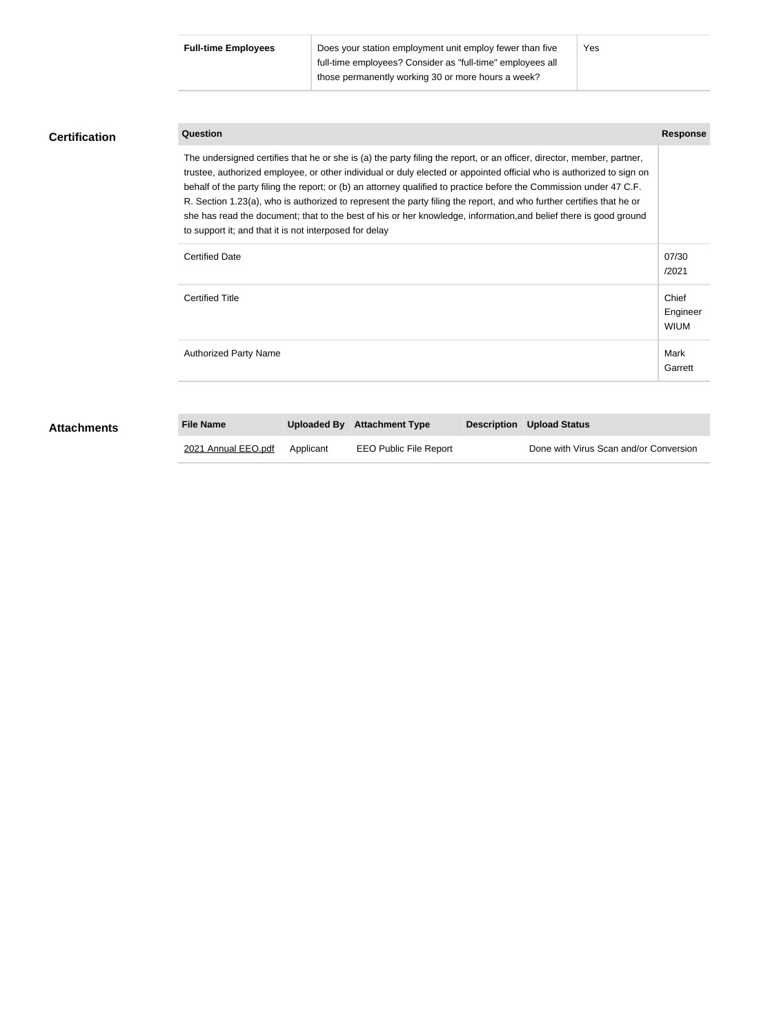| | | |
|---|---|---|
| **Full-time Employees** | Does your station employment unit employ fewer than five full-time employees? Consider as "full-time" employees all those permanently working 30 or more hours a week? | Yes |

## Certification

| Question | Response |
|---|---|
| The undersigned certifies that he or she is (a) the party filing the report, or an officer, director, member, partner, trustee, authorized employee, or other individual or duly elected or appointed official who is authorized to sign on behalf of the party filing the report; or (b) an attorney qualified to practice before the Commission under 47 C.F. R. Section 1.23(a), who is authorized to represent the party filing the report, and who further certifies that he or she has read the document; that to the best of his or her knowledge, information,and belief there is good ground to support it; and that it is not interposed for delay | |
| Certified Date | 07/30/2021 |
| Certified Title | Chief Engineer WIUM |
| Authorized Party Name | Mark Garrett |

## Attachments

| File Name | Uploaded By | Attachment Type | Description | Upload Status |
|---|---|---|---|---|
| 2021 Annual EEO.pdf | Applicant | EEO Public File Report | | Done with Virus Scan and/or Conversion |